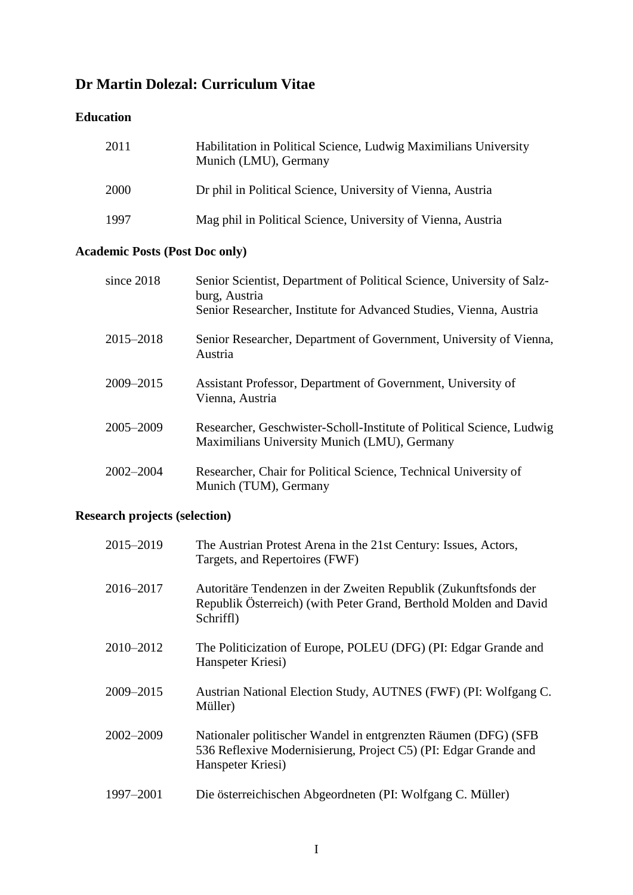# Dr Martin Dolezal: Curriculum Vitae

## Education

| | |
|---|---|
| 2011 | Habilitation in Political Science, Ludwig Maximilians University Munich (LMU), Germany |
| 2000 | Dr phil in Political Science, University of Vienna, Austria |
| 1997 | Mag phil in Political Science, University of Vienna, Austria |

## Academic Posts (Post Doc only)

| | |
|---|---|
| since 2018 | Senior Scientist, Department of Political Science, University of Salzburg, Austria<br>Senior Researcher, Institute for Advanced Studies, Vienna, Austria |
| 2015–2018 | Senior Researcher, Department of Government, University of Vienna, Austria |
| 2009–2015 | Assistant Professor, Department of Government, University of Vienna, Austria |
| 2005–2009 | Researcher, Geschwister-Scholl-Institute of Political Science, Ludwig Maximilians University Munich (LMU), Germany |
| 2002–2004 | Researcher, Chair for Political Science, Technical University of Munich (TUM), Germany |

## Research projects (selection)

| | |
|---|---|
| 2015–2019 | The Austrian Protest Arena in the 21st Century: Issues, Actors, Targets, and Repertoires (FWF) |
| 2016–2017 | Autoritäre Tendenzen in der Zweiten Republik (Zukunftsfonds der Republik Österreich) (with Peter Grand, Berthold Molden and David Schriffl) |
| 2010–2012 | The Politicization of Europe, POLEU (DFG) (PI: Edgar Grande and Hanspeter Kriesi) |
| 2009–2015 | Austrian National Election Study, AUTNES (FWF) (PI: Wolfgang C. Müller) |
| 2002–2009 | Nationaler politischer Wandel in entgrenzten Räumen (DFG) (SFB 536 Reflexive Modernisierung, Project C5) (PI: Edgar Grande and Hanspeter Kriesi) |
| 1997–2001 | Die österreichischen Abgeordneten (PI: Wolfgang C. Müller) |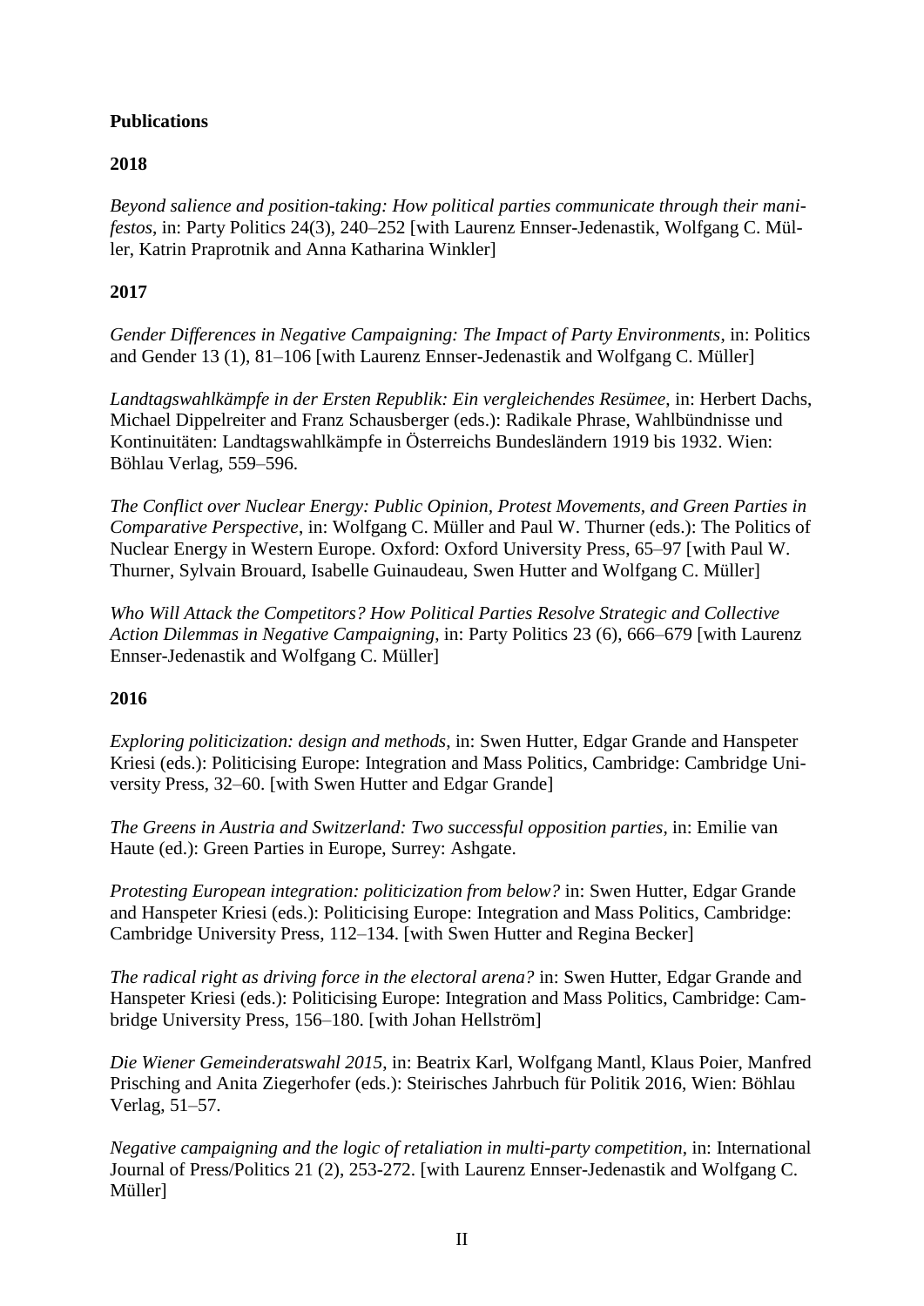**Publications**

**2018**

*Beyond salience and position-taking: How political parties communicate through their manifestos*, in: Party Politics 24(3), 240–252 [with Laurenz Ennser-Jedenastik, Wolfgang C. Müller, Katrin Praprotnik and Anna Katharina Winkler]

**2017**

*Gender Differences in Negative Campaigning: The Impact of Party Environments*, in: Politics and Gender 13 (1), 81–106 [with Laurenz Ennser-Jedenastik and Wolfgang C. Müller]

*Landtagswahlkämpfe in der Ersten Republik: Ein vergleichendes Resümee*, in: Herbert Dachs, Michael Dippelreiter and Franz Schausberger (eds.): Radikale Phrase, Wahlbündnisse und Kontinuitäten: Landtagswahlkämpfe in Österreichs Bundesländern 1919 bis 1932. Wien: Böhlau Verlag, 559–596.

*The Conflict over Nuclear Energy: Public Opinion, Protest Movements, and Green Parties in Comparative Perspective*, in: Wolfgang C. Müller and Paul W. Thurner (eds.): The Politics of Nuclear Energy in Western Europe. Oxford: Oxford University Press, 65–97 [with Paul W. Thurner, Sylvain Brouard, Isabelle Guinaudeau, Swen Hutter and Wolfgang C. Müller]

*Who Will Attack the Competitors? How Political Parties Resolve Strategic and Collective Action Dilemmas in Negative Campaigning*, in: Party Politics 23 (6), 666–679 [with Laurenz Ennser-Jedenastik and Wolfgang C. Müller]

**2016**

*Exploring politicization: design and methods*, in: Swen Hutter, Edgar Grande and Hanspeter Kriesi (eds.): Politicising Europe: Integration and Mass Politics, Cambridge: Cambridge University Press, 32–60. [with Swen Hutter and Edgar Grande]

*The Greens in Austria and Switzerland: Two successful opposition parties*, in: Emilie van Haute (ed.): Green Parties in Europe, Surrey: Ashgate.

*Protesting European integration: politicization from below?* in: Swen Hutter, Edgar Grande and Hanspeter Kriesi (eds.): Politicising Europe: Integration and Mass Politics, Cambridge: Cambridge University Press, 112–134. [with Swen Hutter and Regina Becker]

*The radical right as driving force in the electoral arena?* in: Swen Hutter, Edgar Grande and Hanspeter Kriesi (eds.): Politicising Europe: Integration and Mass Politics, Cambridge: Cambridge University Press, 156–180. [with Johan Hellström]

*Die Wiener Gemeinderatswahl 2015*, in: Beatrix Karl, Wolfgang Mantl, Klaus Poier, Manfred Prisching and Anita Ziegerhofer (eds.): Steirisches Jahrbuch für Politik 2016, Wien: Böhlau Verlag, 51–57.

*Negative campaigning and the logic of retaliation in multi-party competition*, in: International Journal of Press/Politics 21 (2), 253-272. [with Laurenz Ennser-Jedenastik and Wolfgang C. Müller]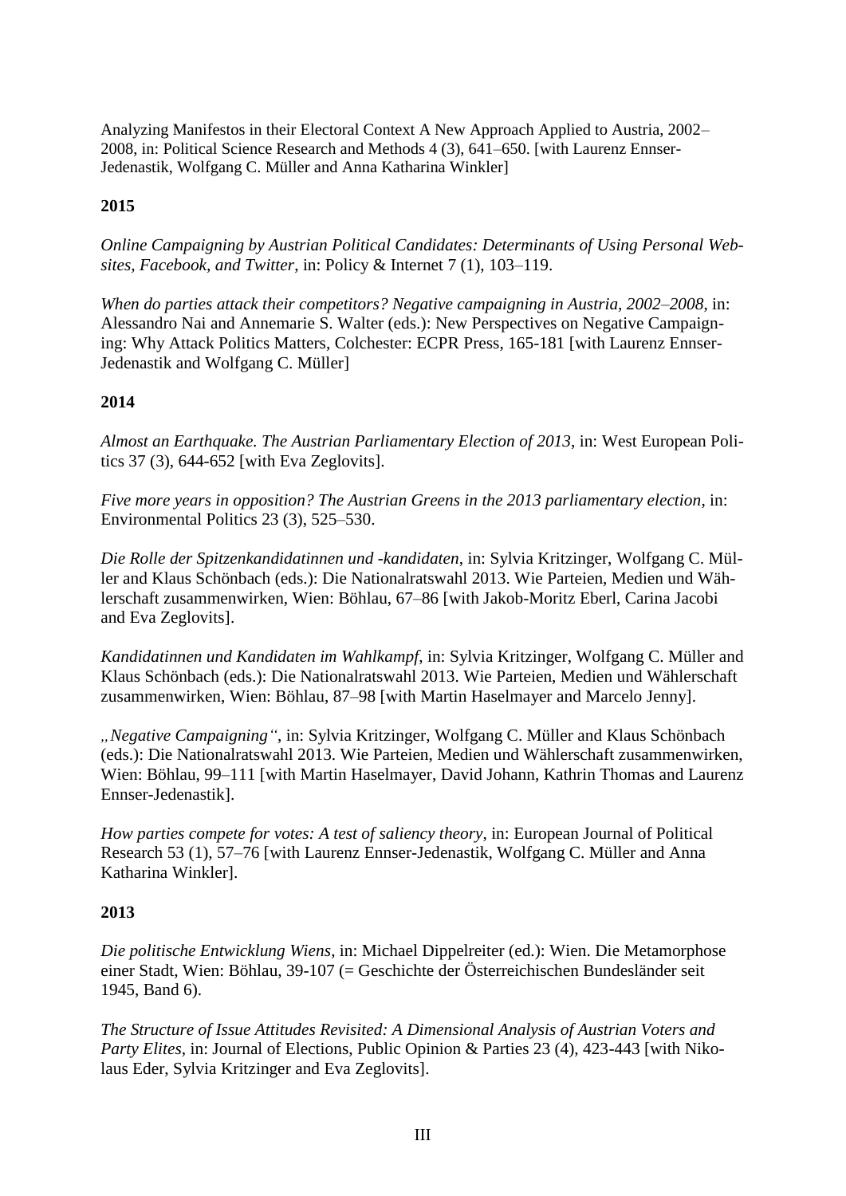Analyzing Manifestos in their Electoral Context A New Approach Applied to Austria, 2002–2008, in: Political Science Research and Methods 4 (3), 641–650. [with Laurenz Ennser-Jedenastik, Wolfgang C. Müller and Anna Katharina Winkler]

**2015**

*Online Campaigning by Austrian Political Candidates: Determinants of Using Personal Websites, Facebook, and Twitter*, in: Policy & Internet 7 (1), 103–119.

*When do parties attack their competitors? Negative campaigning in Austria, 2002–2008*, in: Alessandro Nai and Annemarie S. Walter (eds.): New Perspectives on Negative Campaigning: Why Attack Politics Matters, Colchester: ECPR Press, 165-181 [with Laurenz Ennser-Jedenastik and Wolfgang C. Müller]

**2014**

*Almost an Earthquake. The Austrian Parliamentary Election of 2013*, in: West European Politics 37 (3), 644-652 [with Eva Zeglovits].

*Five more years in opposition? The Austrian Greens in the 2013 parliamentary election*, in: Environmental Politics 23 (3), 525–530.

*Die Rolle der Spitzenkandidatinnen und -kandidaten*, in: Sylvia Kritzinger, Wolfgang C. Müller and Klaus Schönbach (eds.): Die Nationalratswahl 2013. Wie Parteien, Medien und Wählerschaft zusammenwirken, Wien: Böhlau, 67–86 [with Jakob-Moritz Eberl, Carina Jacobi and Eva Zeglovits].

*Kandidatinnen und Kandidaten im Wahlkampf*, in: Sylvia Kritzinger, Wolfgang C. Müller and Klaus Schönbach (eds.): Die Nationalratswahl 2013. Wie Parteien, Medien und Wählerschaft zusammenwirken, Wien: Böhlau, 87–98 [with Martin Haselmayer and Marcelo Jenny].

*„Negative Campaigning"*, in: Sylvia Kritzinger, Wolfgang C. Müller and Klaus Schönbach (eds.): Die Nationalratswahl 2013. Wie Parteien, Medien und Wählerschaft zusammenwirken, Wien: Böhlau, 99–111 [with Martin Haselmayer, David Johann, Kathrin Thomas and Laurenz Ennser-Jedenastik].

*How parties compete for votes: A test of saliency theory*, in: European Journal of Political Research 53 (1), 57–76 [with Laurenz Ennser-Jedenastik, Wolfgang C. Müller and Anna Katharina Winkler].

**2013**

*Die politische Entwicklung Wiens*, in: Michael Dippelreiter (ed.): Wien. Die Metamorphose einer Stadt, Wien: Böhlau, 39-107 (= Geschichte der Österreichischen Bundesländer seit 1945, Band 6).

*The Structure of Issue Attitudes Revisited: A Dimensional Analysis of Austrian Voters and Party Elites*, in: Journal of Elections, Public Opinion & Parties 23 (4), 423-443 [with Nikolaus Eder, Sylvia Kritzinger and Eva Zeglovits].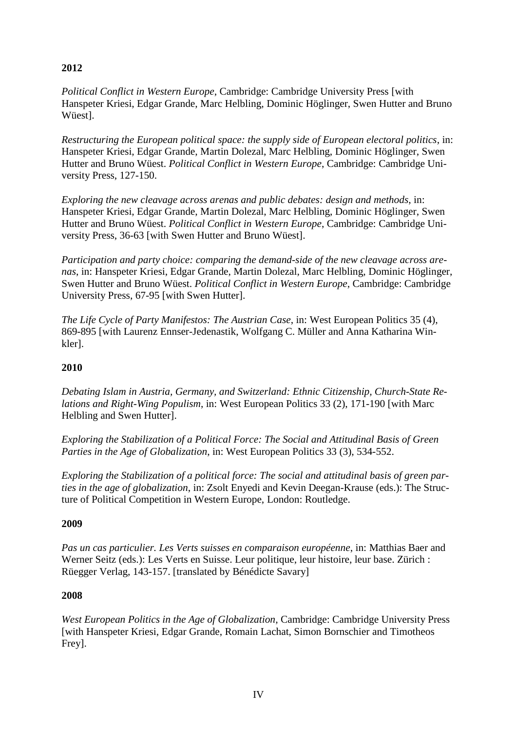**2012**

*Political Conflict in Western Europe*, Cambridge: Cambridge University Press [with Hanspeter Kriesi, Edgar Grande, Marc Helbling, Dominic Höglinger, Swen Hutter and Bruno Wüest].

*Restructuring the European political space: the supply side of European electoral politics*, in: Hanspeter Kriesi, Edgar Grande, Martin Dolezal, Marc Helbling, Dominic Höglinger, Swen Hutter and Bruno Wüest. *Political Conflict in Western Europe*, Cambridge: Cambridge University Press, 127-150.

*Exploring the new cleavage across arenas and public debates: design and methods*, in: Hanspeter Kriesi, Edgar Grande, Martin Dolezal, Marc Helbling, Dominic Höglinger, Swen Hutter and Bruno Wüest. *Political Conflict in Western Europe*, Cambridge: Cambridge University Press, 36-63 [with Swen Hutter and Bruno Wüest].

*Participation and party choice: comparing the demand-side of the new cleavage across arenas*, in: Hanspeter Kriesi, Edgar Grande, Martin Dolezal, Marc Helbling, Dominic Höglinger, Swen Hutter and Bruno Wüest. *Political Conflict in Western Europe*, Cambridge: Cambridge University Press, 67-95 [with Swen Hutter].

*The Life Cycle of Party Manifestos: The Austrian Case*, in: West European Politics 35 (4), 869-895 [with Laurenz Ennser-Jedenastik, Wolfgang C. Müller and Anna Katharina Winkler].

**2010**

*Debating Islam in Austria, Germany, and Switzerland: Ethnic Citizenship, Church-State Relations and Right-Wing Populism*, in: West European Politics 33 (2), 171-190 [with Marc Helbling and Swen Hutter].

*Exploring the Stabilization of a Political Force: The Social and Attitudinal Basis of Green Parties in the Age of Globalization*, in: West European Politics 33 (3), 534-552.

*Exploring the Stabilization of a political force: The social and attitudinal basis of green parties in the age of globalization*, in: Zsolt Enyedi and Kevin Deegan-Krause (eds.): The Structure of Political Competition in Western Europe, London: Routledge.

**2009**

*Pas un cas particulier. Les Verts suisses en comparaison européenne*, in: Matthias Baer and Werner Seitz (eds.): Les Verts en Suisse. Leur politique, leur histoire, leur base. Zürich : Rüegger Verlag, 143-157. [translated by Bénédicte Savary]

**2008**

*West European Politics in the Age of Globalization*, Cambridge: Cambridge University Press [with Hanspeter Kriesi, Edgar Grande, Romain Lachat, Simon Bornschier and Timotheos Frey].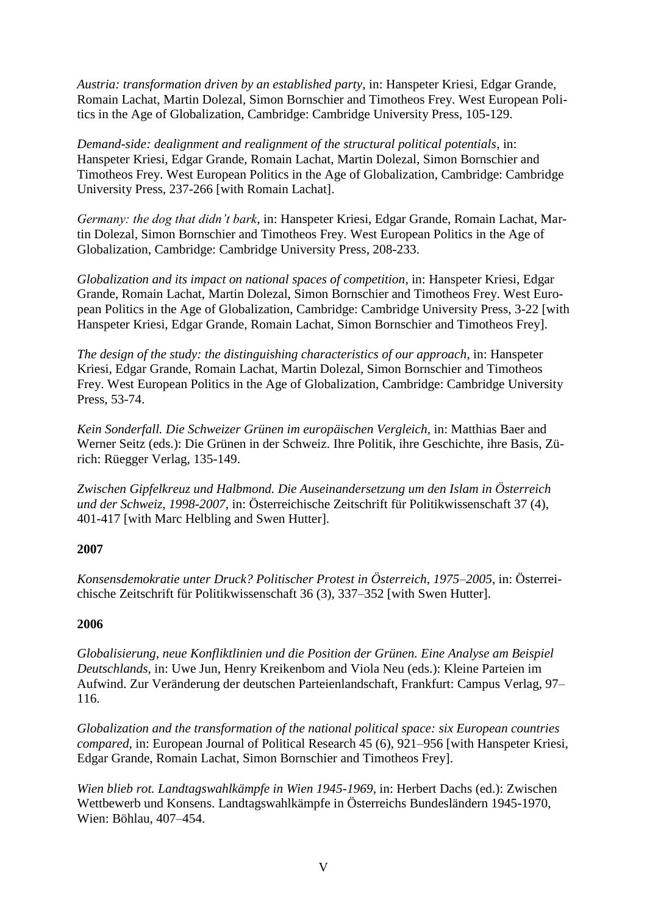*Austria: transformation driven by an established party*, in: Hanspeter Kriesi, Edgar Grande, Romain Lachat, Martin Dolezal, Simon Bornschier and Timotheos Frey. West European Politics in the Age of Globalization, Cambridge: Cambridge University Press, 105-129.

*Demand-side: dealignment and realignment of the structural political potentials*, in: Hanspeter Kriesi, Edgar Grande, Romain Lachat, Martin Dolezal, Simon Bornschier and Timotheos Frey. West European Politics in the Age of Globalization, Cambridge: Cambridge University Press, 237-266 [with Romain Lachat].

*Germany: the dog that didn't bark*, in: Hanspeter Kriesi, Edgar Grande, Romain Lachat, Martin Dolezal, Simon Bornschier and Timotheos Frey. West European Politics in the Age of Globalization, Cambridge: Cambridge University Press, 208-233.

*Globalization and its impact on national spaces of competition*, in: Hanspeter Kriesi, Edgar Grande, Romain Lachat, Martin Dolezal, Simon Bornschier and Timotheos Frey. West European Politics in the Age of Globalization, Cambridge: Cambridge University Press, 3-22 [with Hanspeter Kriesi, Edgar Grande, Romain Lachat, Simon Bornschier and Timotheos Frey].

*The design of the study: the distinguishing characteristics of our approach*, in: Hanspeter Kriesi, Edgar Grande, Romain Lachat, Martin Dolezal, Simon Bornschier and Timotheos Frey. West European Politics in the Age of Globalization, Cambridge: Cambridge University Press, 53-74.

*Kein Sonderfall. Die Schweizer Grünen im europäischen Vergleich*, in: Matthias Baer and Werner Seitz (eds.): Die Grünen in der Schweiz. Ihre Politik, ihre Geschichte, ihre Basis, Zürich: Rüegger Verlag, 135-149.

*Zwischen Gipfelkreuz und Halbmond. Die Auseinandersetzung um den Islam in Österreich und der Schweiz, 1998-2007*, in: Österreichische Zeitschrift für Politikwissenschaft 37 (4), 401-417 [with Marc Helbling and Swen Hutter].

**2007**

*Konsensdemokratie unter Druck? Politischer Protest in Österreich, 1975–2005*, in: Österreichische Zeitschrift für Politikwissenschaft 36 (3), 337–352 [with Swen Hutter].

**2006**

*Globalisierung, neue Konfliktlinien und die Position der Grünen. Eine Analyse am Beispiel Deutschlands*, in: Uwe Jun, Henry Kreikenbom and Viola Neu (eds.): Kleine Parteien im Aufwind. Zur Veränderung der deutschen Parteienlandschaft, Frankfurt: Campus Verlag, 97–116.

*Globalization and the transformation of the national political space: six European countries compared*, in: European Journal of Political Research 45 (6), 921–956 [with Hanspeter Kriesi, Edgar Grande, Romain Lachat, Simon Bornschier and Timotheos Frey].

*Wien blieb rot. Landtagswahlkämpfe in Wien 1945-1969*, in: Herbert Dachs (ed.): Zwischen Wettbewerb und Konsens. Landtagswahlkämpfe in Österreichs Bundesländern 1945-1970, Wien: Böhlau, 407–454.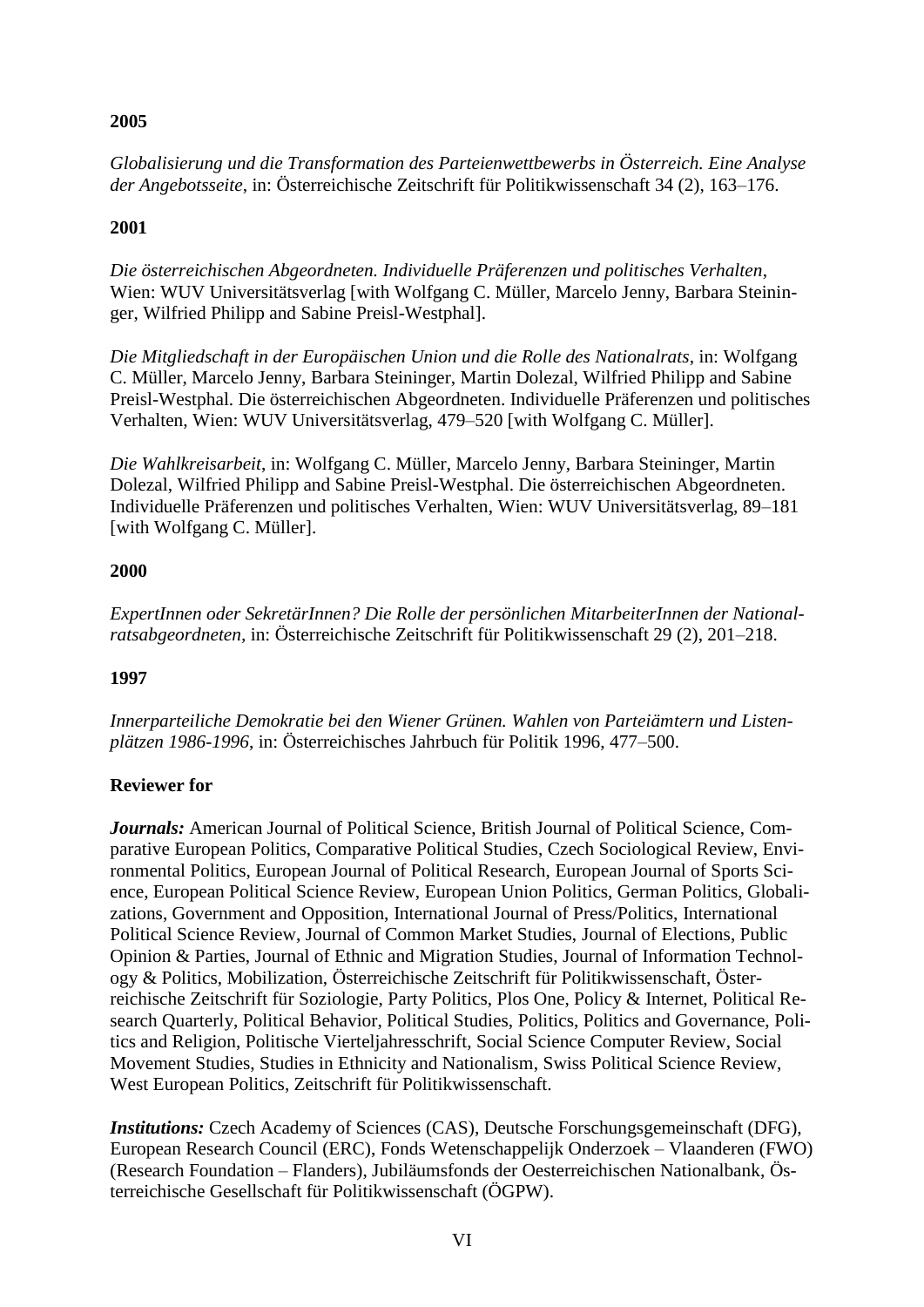**2005**

*Globalisierung und die Transformation des Parteienwettbewerbs in Österreich. Eine Analyse der Angebotsseite*, in: Österreichische Zeitschrift für Politikwissenschaft 34 (2), 163–176.

**2001**

*Die österreichischen Abgeordneten. Individuelle Präferenzen und politisches Verhalten*, Wien: WUV Universitätsverlag [with Wolfgang C. Müller, Marcelo Jenny, Barbara Steininger, Wilfried Philipp and Sabine Preisl-Westphal].

*Die Mitgliedschaft in der Europäischen Union und die Rolle des Nationalrats*, in: Wolfgang C. Müller, Marcelo Jenny, Barbara Steininger, Martin Dolezal, Wilfried Philipp and Sabine Preisl-Westphal. Die österreichischen Abgeordneten. Individuelle Präferenzen und politisches Verhalten, Wien: WUV Universitätsverlag, 479–520 [with Wolfgang C. Müller].

*Die Wahlkreisarbeit*, in: Wolfgang C. Müller, Marcelo Jenny, Barbara Steininger, Martin Dolezal, Wilfried Philipp and Sabine Preisl-Westphal. Die österreichischen Abgeordneten. Individuelle Präferenzen und politisches Verhalten, Wien: WUV Universitätsverlag, 89–181 [with Wolfgang C. Müller].

**2000**

*ExpertInnen oder SekretärInnen? Die Rolle der persönlichen MitarbeiterInnen der Nationalratsabgeordneten*, in: Österreichische Zeitschrift für Politikwissenschaft 29 (2), 201–218.

**1997**

*Innerparteiliche Demokratie bei den Wiener Grünen. Wahlen von Parteiämtern und Listenplätzen 1986-1996*, in: Österreichisches Jahrbuch für Politik 1996, 477–500.

**Reviewer for**

***Journals:*** American Journal of Political Science, British Journal of Political Science, Comparative European Politics, Comparative Political Studies, Czech Sociological Review, Environmental Politics, European Journal of Political Research, European Journal of Sports Science, European Political Science Review, European Union Politics, German Politics, Globalizations, Government and Opposition, International Journal of Press/Politics, International Political Science Review, Journal of Common Market Studies, Journal of Elections, Public Opinion & Parties, Journal of Ethnic and Migration Studies, Journal of Information Technology & Politics, Mobilization, Österreichische Zeitschrift für Politikwissenschaft, Österreichische Zeitschrift für Soziologie, Party Politics, Plos One, Policy & Internet, Political Research Quarterly, Political Behavior, Political Studies, Politics, Politics and Governance, Politics and Religion, Politische Vierteljahresschrift, Social Science Computer Review, Social Movement Studies, Studies in Ethnicity and Nationalism, Swiss Political Science Review, West European Politics, Zeitschrift für Politikwissenschaft.

***Institutions:*** Czech Academy of Sciences (CAS), Deutsche Forschungsgemeinschaft (DFG), European Research Council (ERC), Fonds Wetenschappelijk Onderzoek – Vlaanderen (FWO) (Research Foundation – Flanders), Jubiläumsfonds der Oesterreichischen Nationalbank, Österreichische Gesellschaft für Politikwissenschaft (ÖGPW).